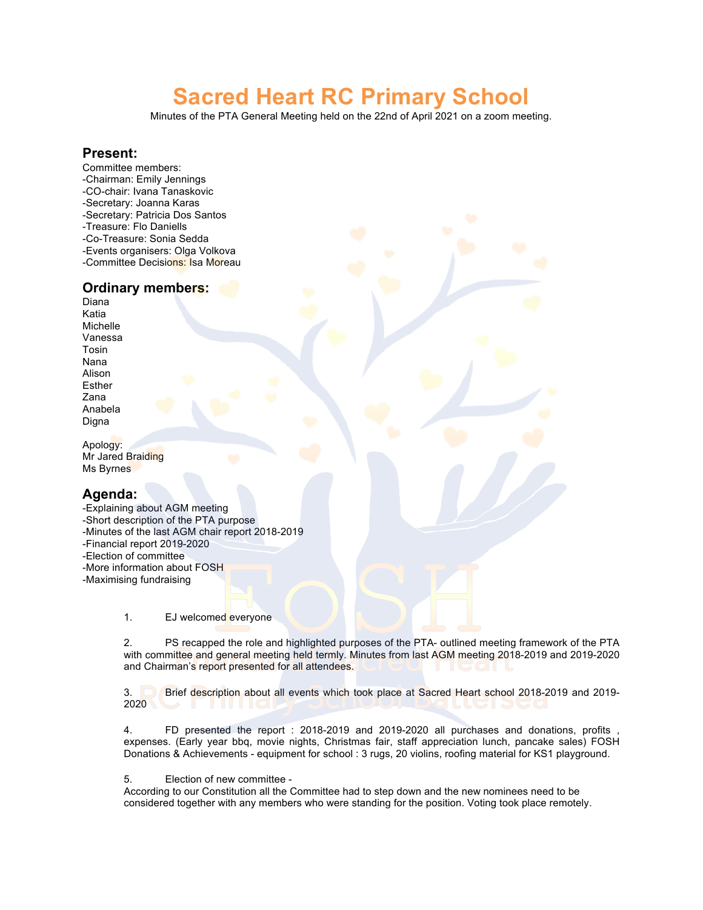# Sacred Heart RC Primary School

Minutes of the PTA General Meeting held on the 22nd of April 2021 on a zoom meeting.

## Present:

Committee members:
- -Chairman: Emily Jennings
- -CO-chair: Ivana Tanaskovic
- -Secretary: Joanna Karas
- -Secretary: Patricia Dos Santos
- -Treasure: Flo Daniells
- -Co-Treasure: Sonia Sedda
- -Events organisers: Olga Volkova
- -Committee Decisions: Isa Moreau

## Ordinary members:

Diana
Katia
Michelle
Vanessa
Tosin
Nana
Alison
Esther
Zana
Anabela
Digna

Apology:
Mr Jared Braiding
Ms Byrnes

## Agenda:

- -Explaining about AGM meeting
- -Short description of the PTA purpose
- -Minutes of the last AGM chair report 2018-2019
- -Financial report 2019-2020
- -Election of committee
- -More information about FOSH
- -Maximising fundraising

1. EJ welcomed everyone

2. PS recapped the role and highlighted purposes of the PTA- outlined meeting framework of the PTA with committee and general meeting held termly. Minutes from last AGM meeting 2018-2019 and 2019-2020 and Chairman's report presented for all attendees.

3. Brief description about all events which took place at Sacred Heart school 2018-2019 and 2019-2020

4. FD presented the report : 2018-2019 and 2019-2020 all purchases and donations, profits , expenses. (Early year bbq, movie nights, Christmas fair, staff appreciation lunch, pancake sales) FOSH Donations & Achievements - equipment for school : 3 rugs, 20 violins, roofing material for KS1 playground.

5. Election of new committee -
According to our Constitution all the Committee had to step down and the new nominees need to be considered together with any members who were standing for the position. Voting took place remotely.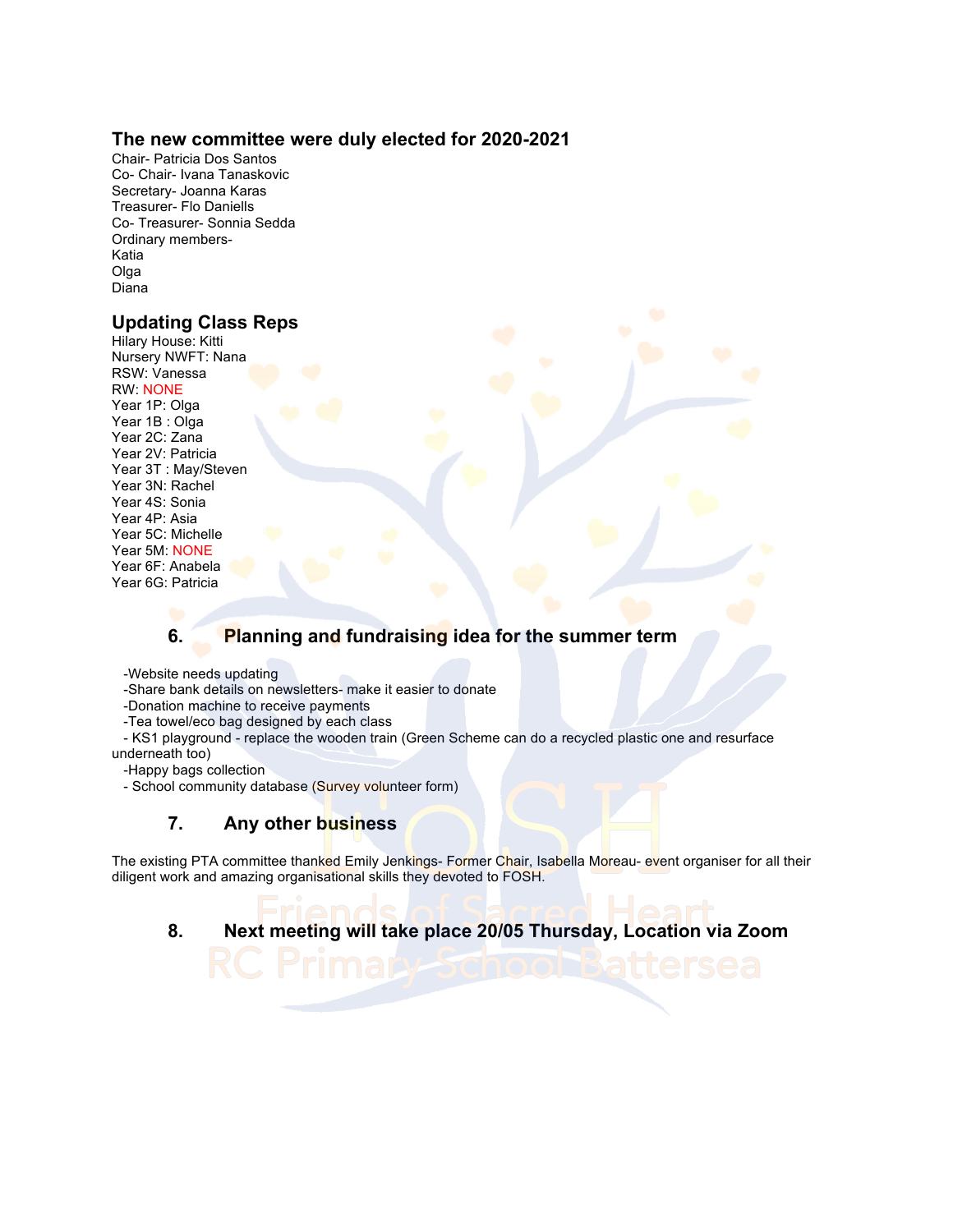### The new committee were duly elected for 2020-2021

Chair- Patricia Dos Santos
Co- Chair- Ivana Tanaskovic
Secretary- Joanna Karas
Treasurer- Flo Daniells
Co- Treasurer- Sonnia Sedda
Ordinary members-
Katia
Olga
Diana

### Updating Class Reps

Hilary House: Kitti
Nursery NWFT: Nana
RSW: Vanessa
RW: NONE
Year 1P: Olga
Year 1B : Olga
Year 2C: Zana
Year 2V: Patricia
Year 3T : May/Steven
Year 3N: Rachel
Year 4S: Sonia
Year 4P: Asia
Year 5C: Michelle
Year 5M: NONE
Year 6F: Anabela
Year 6G: Patricia

### 6. Planning and fundraising idea for the summer term

-Website needs updating
-Share bank details on newsletters- make it easier to donate
-Donation machine to receive payments
-Tea towel/eco bag designed by each class
- KS1 playground - replace the wooden train (Green Scheme can do a recycled plastic one and resurface underneath too)
-Happy bags collection
- School community database (Survey volunteer form)

### 7. Any other business

The existing PTA committee thanked Emily Jenkings- Former Chair, Isabella Moreau- event organiser for all their diligent work and amazing organisational skills they devoted to FOSH.

### 8. Next meeting will take place 20/05 Thursday, Location via Zoom